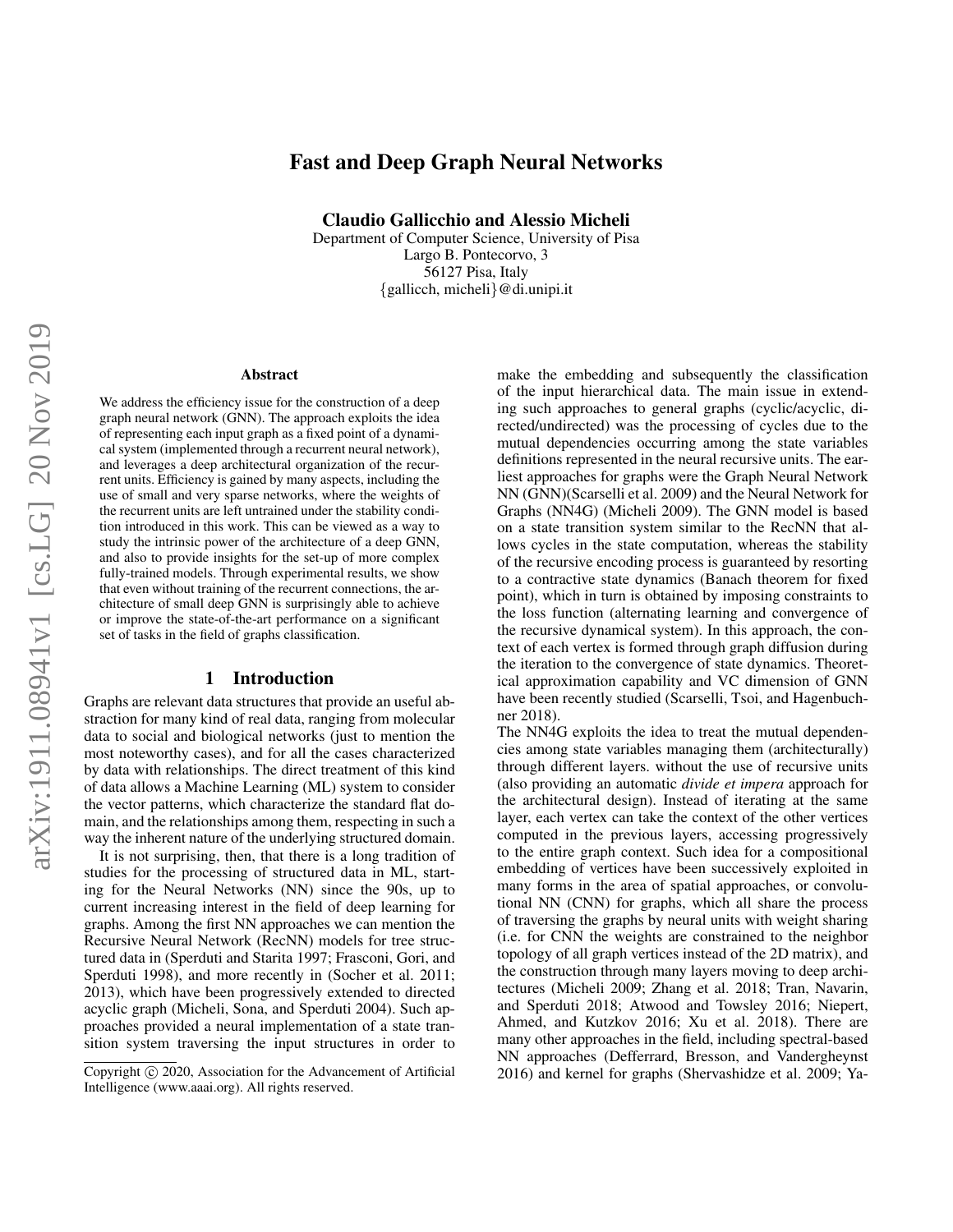# Fast and Deep Graph Neural Networks

**Claudio Gallicchio and Alessio Micheli**

Department of Computer Science, University of Pisa
Largo B. Pontecorvo, 3
56127 Pisa, Italy
{gallicch, micheli}@di.unipi.it

### Abstract

We address the efficiency issue for the construction of a deep graph neural network (GNN). The approach exploits the idea of representing each input graph as a fixed point of a dynamical system (implemented through a recurrent neural network), and leverages a deep architectural organization of the recurrent units. Efficiency is gained by many aspects, including the use of small and very sparse networks, where the weights of the recurrent units are left untrained under the stability condition introduced in this work. This can be viewed as a way to study the intrinsic power of the architecture of a deep GNN, and also to provide insights for the set-up of more complex fully-trained models. Through experimental results, we show that even without training of the recurrent connections, the architecture of small deep GNN is surprisingly able to achieve or improve the state-of-the-art performance on a significant set of tasks in the field of graphs classification.

## 1 Introduction

Graphs are relevant data structures that provide an useful abstraction for many kind of real data, ranging from molecular data to social and biological networks (just to mention the most noteworthy cases), and for all the cases characterized by data with relationships. The direct treatment of this kind of data allows a Machine Learning (ML) system to consider the vector patterns, which characterize the standard flat domain, and the relationships among them, respecting in such a way the inherent nature of the underlying structured domain.

It is not surprising, then, that there is a long tradition of studies for the processing of structured data in ML, starting for the Neural Networks (NN) since the 90s, up to current increasing interest in the field of deep learning for graphs. Among the first NN approaches we can mention the Recursive Neural Network (RecNN) models for tree structured data in (Sperduti and Starita 1997; Frasconi, Gori, and Sperduti 1998), and more recently in (Socher et al. 2011; 2013), which have been progressively extended to directed acyclic graph (Micheli, Sona, and Sperduti 2004). Such approaches provided a neural implementation of a state transition system traversing the input structures in order to make the embedding and subsequently the classification of the input hierarchical data. The main issue in extending such approaches to general graphs (cyclic/acyclic, directed/undirected) was the processing of cycles due to the mutual dependencies occurring among the state variables definitions represented in the neural recursive units. The earliest approaches for graphs were the Graph Neural Network NN (GNN)(Scarselli et al. 2009) and the Neural Network for Graphs (NN4G) (Micheli 2009). The GNN model is based on a state transition system similar to the RecNN that allows cycles in the state computation, whereas the stability of the recursive encoding process is guaranteed by resorting to a contractive state dynamics (Banach theorem for fixed point), which in turn is obtained by imposing constraints to the loss function (alternating learning and convergence of the recursive dynamical system). In this approach, the context of each vertex is formed through graph diffusion during the iteration to the convergence of state dynamics. Theoretical approximation capability and VC dimension of GNN have been recently studied (Scarselli, Tsoi, and Hagenbuchner 2018).

The NN4G exploits the idea to treat the mutual dependencies among state variables managing them (architecturally) through different layers. without the use of recursive units (also providing an automatic *divide et impera* approach for the architectural design). Instead of iterating at the same layer, each vertex can take the context of the other vertices computed in the previous layers, accessing progressively to the entire graph context. Such idea for a compositional embedding of vertices have been successively exploited in many forms in the area of spatial approaches, or convolutional NN (CNN) for graphs, which all share the process of traversing the graphs by neural units with weight sharing (i.e. for CNN the weights are constrained to the neighbor topology of all graph vertices instead of the 2D matrix), and the construction through many layers moving to deep architectures (Micheli 2009; Zhang et al. 2018; Tran, Navarin, and Sperduti 2018; Atwood and Towsley 2016; Niepert, Ahmed, and Kutzkov 2016; Xu et al. 2018). There are many other approaches in the field, including spectral-based NN approaches (Defferrard, Bresson, and Vandergheynst 2016) and kernel for graphs (Shervashidze et al. 2009; Ya-

Copyright © 2020, Association for the Advancement of Artificial Intelligence (www.aaai.org). All rights reserved.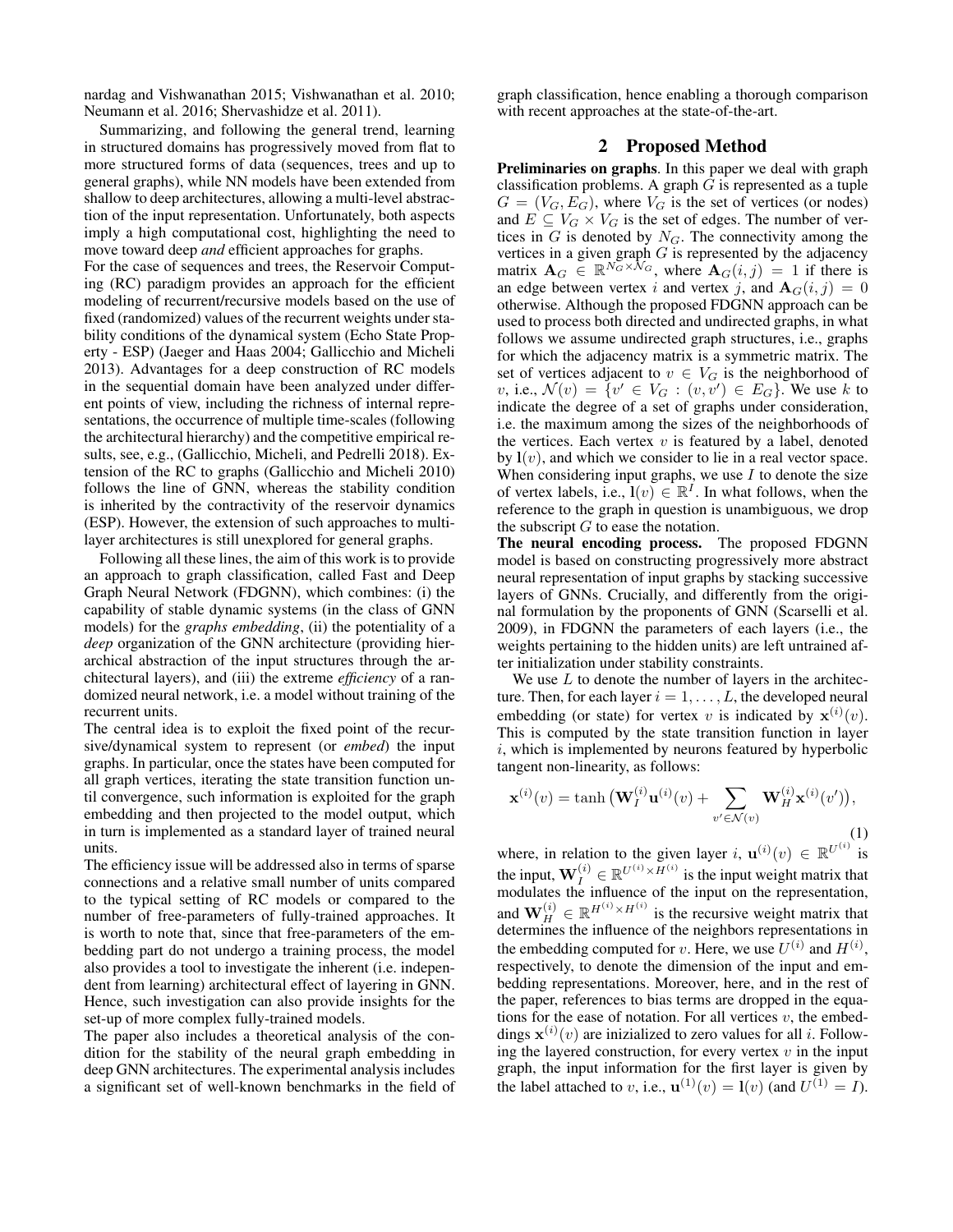nardag and Vishwanathan 2015; Vishwanathan et al. 2010; Neumann et al. 2016; Shervashidze et al. 2011).

Summarizing, and following the general trend, learning in structured domains has progressively moved from flat to more structured forms of data (sequences, trees and up to general graphs), while NN models have been extended from shallow to deep architectures, allowing a multi-level abstraction of the input representation. Unfortunately, both aspects imply a high computational cost, highlighting the need to move toward deep *and* efficient approaches for graphs.

For the case of sequences and trees, the Reservoir Computing (RC) paradigm provides an approach for the efficient modeling of recurrent/recursive models based on the use of fixed (randomized) values of the recurrent weights under stability conditions of the dynamical system (Echo State Property - ESP) (Jaeger and Haas 2004; Gallicchio and Micheli 2013). Advantages for a deep construction of RC models in the sequential domain have been analyzed under different points of view, including the richness of internal representations, the occurrence of multiple time-scales (following the architectural hierarchy) and the competitive empirical results, see, e.g., (Gallicchio, Micheli, and Pedrelli 2018). Extension of the RC to graphs (Gallicchio and Micheli 2010) follows the line of GNN, whereas the stability condition is inherited by the contractivity of the reservoir dynamics (ESP). However, the extension of such approaches to multi-layer architectures is still unexplored for general graphs.

Following all these lines, the aim of this work is to provide an approach to graph classification, called Fast and Deep Graph Neural Network (FDGNN), which combines: (i) the capability of stable dynamic systems (in the class of GNN models) for the *graphs embedding*, (ii) the potentiality of a *deep* organization of the GNN architecture (providing hierarchical abstraction of the input structures through the architectural layers), and (iii) the extreme *efficiency* of a randomized neural network, i.e. a model without training of the recurrent units.

The central idea is to exploit the fixed point of the recursive/dynamical system to represent (or *embed*) the input graphs. In particular, once the states have been computed for all graph vertices, iterating the state transition function until convergence, such information is exploited for the graph embedding and then projected to the model output, which in turn is implemented as a standard layer of trained neural units.

The efficiency issue will be addressed also in terms of sparse connections and a relative small number of units compared to the typical setting of RC models or compared to the number of free-parameters of fully-trained approaches. It is worth to note that, since that free-parameters of the embedding part do not undergo a training process, the model also provides a tool to investigate the inherent (i.e. independent from learning) architectural effect of layering in GNN. Hence, such investigation can also provide insights for the set-up of more complex fully-trained models.

The paper also includes a theoretical analysis of the condition for the stability of the neural graph embedding in deep GNN architectures. The experimental analysis includes a significant set of well-known benchmarks in the field of graph classification, hence enabling a thorough comparison with recent approaches at the state-of-the-art.

## 2 Proposed Method

**Preliminaries on graphs**. In this paper we deal with graph classification problems. A graph $G$ is represented as a tuple $G = (V_G, E_G)$, where $V_G$ is the set of vertices (or nodes) and $E \subseteq V_G \times V_G$ is the set of edges. The number of vertices in $G$ is denoted by $N_G$. The connectivity among the vertices in a given graph $G$ is represented by the adjacency matrix $\mathbf{A}_G \in \mathbb{R}^{N_G \times N_G}$, where $\mathbf{A}_G(i,j) = 1$ if there is an edge between vertex $i$ and vertex $j$, and $\mathbf{A}_G(i,j) = 0$ otherwise. Although the proposed FDGNN approach can be used to process both directed and undirected graphs, in what follows we assume undirected graph structures, i.e., graphs for which the adjacency matrix is a symmetric matrix. The set of vertices adjacent to $v \in V_G$ is the neighborhood of $v$, i.e., $\mathcal{N}(v) = \{v' \in V_G : (v, v') \in E_G\}$. We use $k$ to indicate the degree of a set of graphs under consideration, i.e. the maximum among the sizes of the neighborhoods of the vertices. Each vertex $v$ is featured by a label, denoted by $\mathbf{l}(v)$, and which we consider to lie in a real vector space. When considering input graphs, we use $I$ to denote the size of vertex labels, i.e., $\mathbf{l}(v) \in \mathbb{R}^I$. In what follows, when the reference to the graph in question is unambiguous, we drop the subscript $G$ to ease the notation.

**The neural encoding process.** The proposed FDGNN model is based on constructing progressively more abstract neural representation of input graphs by stacking successive layers of GNNs. Crucially, and differently from the original formulation by the proponents of GNN (Scarselli et al. 2009), in FDGNN the parameters of each layers (i.e., the weights pertaining to the hidden units) are left untrained after initialization under stability constraints.

We use $L$ to denote the number of layers in the architecture. Then, for each layer $i = 1, \ldots, L$, the developed neural embedding (or state) for vertex $v$ is indicated by $\mathbf{x}^{(i)}(v)$. This is computed by the state transition function in layer $i$, which is implemented by neurons featured by hyperbolic tangent non-linearity, as follows:

$$\mathbf{x}^{(i)}(v) = \tanh\big(\mathbf{W}_I^{(i)}\mathbf{u}^{(i)}(v) + \sum_{v' \in \mathcal{N}(v)} \mathbf{W}_H^{(i)}\mathbf{x}^{(i)}(v')\big), \tag{1}$$

where, in relation to the given layer $i$, $\mathbf{u}^{(i)}(v) \in \mathbb{R}^{U^{(i)}}$ is the input, $\mathbf{W}_I^{(i)} \in \mathbb{R}^{U^{(i)} \times H^{(i)}}$ is the input weight matrix that modulates the influence of the input on the representation, and $\mathbf{W}_H^{(i)} \in \mathbb{R}^{H^{(i)} \times H^{(i)}}$ is the recursive weight matrix that determines the influence of the neighbors representations in the embedding computed for $v$. Here, we use $U^{(i)}$ and $H^{(i)}$, respectively, to denote the dimension of the input and embedding representations. Moreover, here, and in the rest of the paper, references to bias terms are dropped in the equations for the ease of notation. For all vertices $v$, the embeddings $\mathbf{x}^{(i)}(v)$ are inizialized to zero values for all $i$. Following the layered construction, for every vertex $v$ in the input graph, the input information for the first layer is given by the label attached to $v$, i.e., $\mathbf{u}^{(1)}(v) = \mathbf{l}(v)$ (and $U^{(1)} = I$).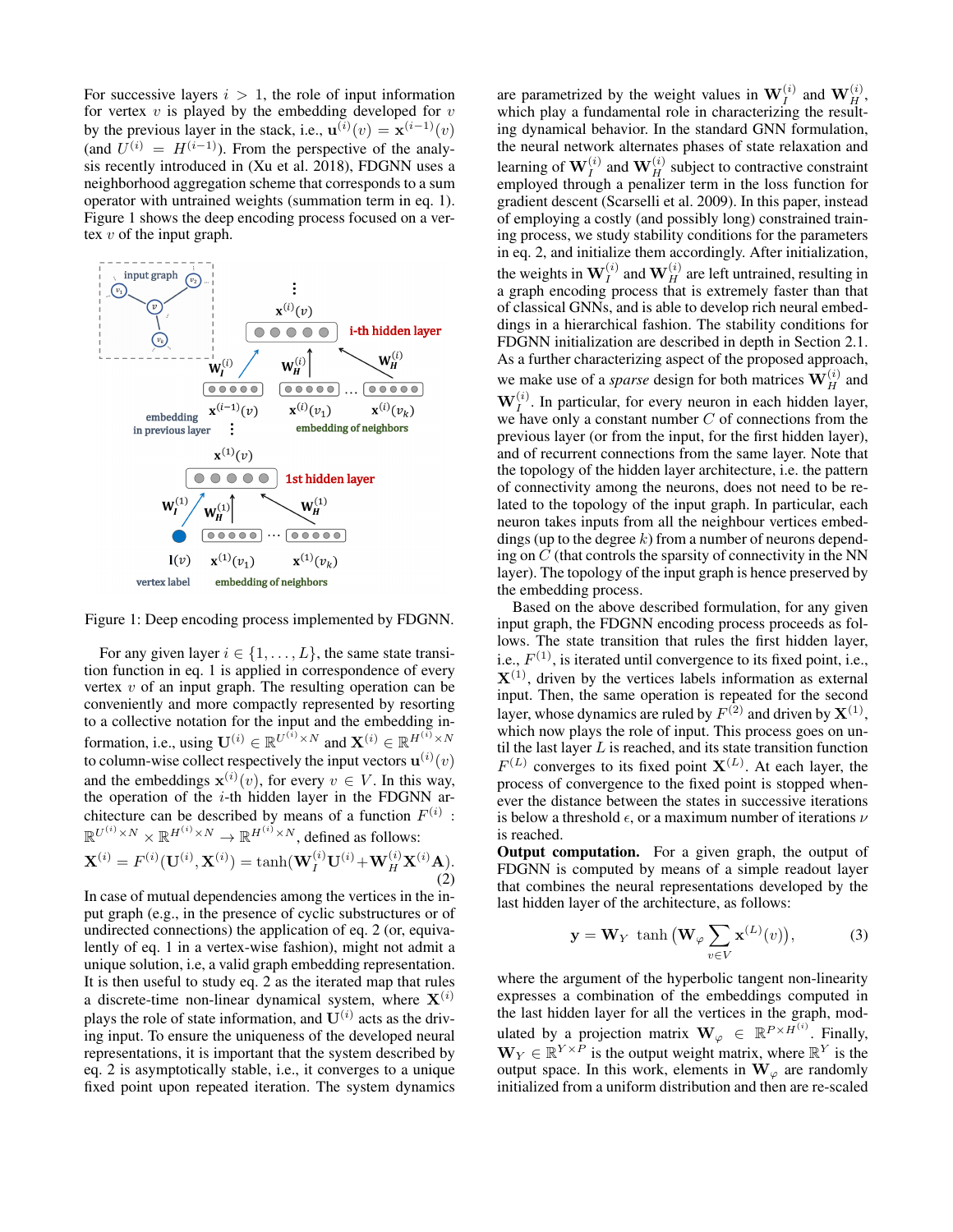For successive layers $i > 1$, the role of input information for vertex $v$ is played by the embedding developed for $v$ by the previous layer in the stack, i.e., $\mathbf{u}^{(i)}(v) = \mathbf{x}^{(i-1)}(v)$ (and $U^{(i)} = H^{(i-1)}$). From the perspective of the analysis recently introduced in (Xu et al. 2018), FDGNN uses a neighborhood aggregation scheme that corresponds to a sum operator with untrained weights (summation term in eq. 1). Figure 1 shows the deep encoding process focused on a vertex $v$ of the input graph.

Figure 1: Deep encoding process implemented by FDGNN.

For any given layer $i \in \{1, \ldots, L\}$, the same state transition function in eq. 1 is applied in correspondence of every vertex $v$ of an input graph. The resulting operation can be conveniently and more compactly represented by resorting to a collective notation for the input and the embedding information, i.e., using $\mathbf{U}^{(i)} \in \mathbb{R}^{U^{(i)} \times N}$ and $\mathbf{X}^{(i)} \in \mathbb{R}^{H^{(i)} \times N}$ to column-wise collect respectively the input vectors $\mathbf{u}^{(i)}(v)$ and the embeddings $\mathbf{x}^{(i)}(v)$, for every $v \in V$. In this way, the operation of the $i$-th hidden layer in the FDGNN architecture can be described by means of a function $F^{(i)} : \mathbb{R}^{U^{(i)} \times N} \times \mathbb{R}^{H^{(i)} \times N} \rightarrow \mathbb{R}^{H^{(i)} \times N}$, defined as follows:

$$\mathbf{X}^{(i)} = F^{(i)}(\mathbf{U}^{(i)}, \mathbf{X}^{(i)}) = \tanh(\mathbf{W}_I^{(i)} \mathbf{U}^{(i)} + \mathbf{W}_H^{(i)} \mathbf{X}^{(i)} \mathbf{A}). \quad (2)$$

In case of mutual dependencies among the vertices in the input graph (e.g., in the presence of cyclic substructures or of undirected connections) the application of eq. 2 (or, equivalently of eq. 1 in a vertex-wise fashion), might not admit a unique solution, i.e, a valid graph embedding representation. It is then useful to study eq. 2 as the iterated map that rules a discrete-time non-linear dynamical system, where $\mathbf{X}^{(i)}$ plays the role of state information, and $\mathbf{U}^{(i)}$ acts as the driving input. To ensure the uniqueness of the developed neural representations, it is important that the system described by eq. 2 is asymptotically stable, i.e., it converges to a unique fixed point upon repeated iteration. The system dynamics are parametrized by the weight values in $\mathbf{W}_I^{(i)}$ and $\mathbf{W}_H^{(i)}$, which play a fundamental role in characterizing the resulting dynamical behavior. In the standard GNN formulation, the neural network alternates phases of state relaxation and learning of $\mathbf{W}_I^{(i)}$ and $\mathbf{W}_H^{(i)}$ subject to contractive constraint employed through a penalizer term in the loss function for gradient descent (Scarselli et al. 2009). In this paper, instead of employing a costly (and possibly long) constrained training process, we study stability conditions for the parameters in eq. 2, and initialize them accordingly. After initialization, the weights in $\mathbf{W}_I^{(i)}$ and $\mathbf{W}_H^{(i)}$ are left untrained, resulting in a graph encoding process that is extremely faster than that of classical GNNs, and is able to develop rich neural embeddings in a hierarchical fashion. The stability conditions for FDGNN initialization are described in depth in Section 2.1. As a further characterizing aspect of the proposed approach, we make use of a *sparse* design for both matrices $\mathbf{W}_H^{(i)}$ and $\mathbf{W}_I^{(i)}$. In particular, for every neuron in each hidden layer, we have only a constant number $C$ of connections from the previous layer (or from the input, for the first hidden layer), and of recurrent connections from the same layer. Note that the topology of the hidden layer architecture, i.e. the pattern of connectivity among the neurons, does not need to be related to the topology of the input graph. In particular, each neuron takes inputs from all the neighbour vertices embeddings (up to the degree $k$) from a number of neurons depending on $C$ (that controls the sparsity of connectivity in the NN layer). The topology of the input graph is hence preserved by the embedding process.

Based on the above described formulation, for any given input graph, the FDGNN encoding process proceeds as follows. The state transition that rules the first hidden layer, i.e., $F^{(1)}$, is iterated until convergence to its fixed point, i.e., $\mathbf{X}^{(1)}$, driven by the vertices labels information as external input. Then, the same operation is repeated for the second layer, whose dynamics are ruled by $F^{(2)}$ and driven by $\mathbf{X}^{(1)}$, which now plays the role of input. This process goes on until the last layer $L$ is reached, and its state transition function $F^{(L)}$ converges to its fixed point $\mathbf{X}^{(L)}$. At each layer, the process of convergence to the fixed point is stopped whenever the distance between the states in successive iterations is below a threshold $\epsilon$, or a maximum number of iterations $\nu$ is reached.

**Output computation.** For a given graph, the output of FDGNN is computed by means of a simple readout layer that combines the neural representations developed by the last hidden layer of the architecture, as follows:

$$\mathbf{y} = \mathbf{W}_Y \ \tanh\left(\mathbf{W}_\varphi \sum_{v \in V} \mathbf{x}^{(L)}(v)\right), \quad (3)$$

where the argument of the hyperbolic tangent non-linearity expresses a combination of the embeddings computed in the last hidden layer for all the vertices in the graph, modulated by a projection matrix $\mathbf{W}_\varphi \in \mathbb{R}^{P \times H^{(i)}}$. Finally, $\mathbf{W}_Y \in \mathbb{R}^{Y \times P}$ is the output weight matrix, where $\mathbb{R}^Y$ is the output space. In this work, elements in $\mathbf{W}_\varphi$ are randomly initialized from a uniform distribution and then are re-scaled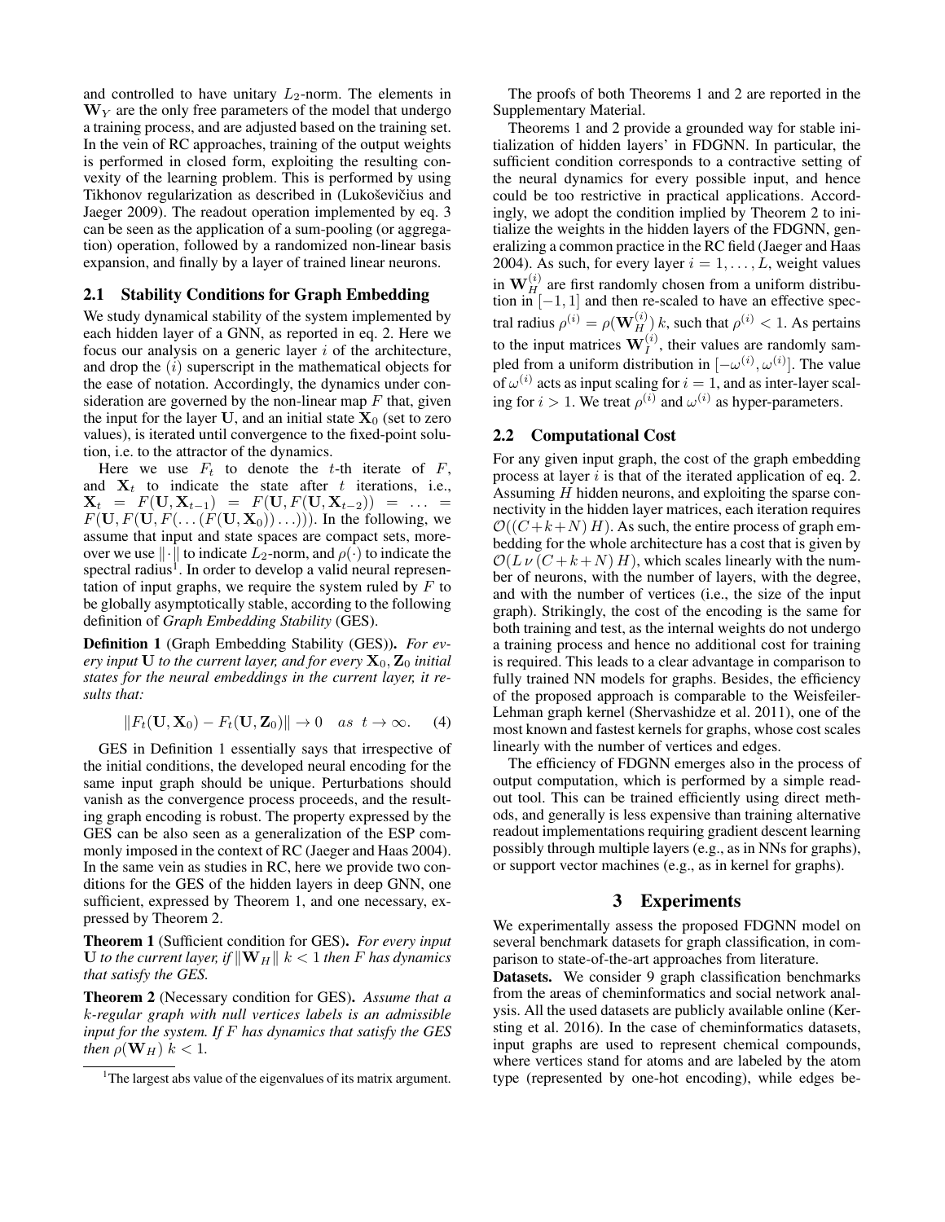and controlled to have unitary $L_2$-norm. The elements in $\mathbf{W}_Y$ are the only free parameters of the model that undergo a training process, and are adjusted based on the training set. In the vein of RC approaches, training of the output weights is performed in closed form, exploiting the resulting convexity of the learning problem. This is performed by using Tikhonov regularization as described in (Lukoševičius and Jaeger 2009). The readout operation implemented by eq. 3 can be seen as the application of a sum-pooling (or aggregation) operation, followed by a randomized non-linear basis expansion, and finally by a layer of trained linear neurons.

## 2.1 Stability Conditions for Graph Embedding

We study dynamical stability of the system implemented by each hidden layer of a GNN, as reported in eq. 2. Here we focus our analysis on a generic layer $i$ of the architecture, and drop the $(i)$ superscript in the mathematical objects for the ease of notation. Accordingly, the dynamics under consideration are governed by the non-linear map $F$ that, given the input for the layer $\mathbf{U}$, and an initial state $\mathbf{X}_0$ (set to zero values), is iterated until convergence to the fixed-point solution, i.e. to the attractor of the dynamics.

Here we use $F_t$ to denote the $t$-th iterate of $F$, and $\mathbf{X}_t$ to indicate the state after $t$ iterations, i.e., $\mathbf{X}_t = F(\mathbf{U}, \mathbf{X}_{t-1}) = F(\mathbf{U}, F(\mathbf{U}, \mathbf{X}_{t-2})) = \ldots = F(\mathbf{U}, F(\mathbf{U}, F(\ldots(F(\mathbf{U}, \mathbf{X}_0))\ldots)))$. In the following, we assume that input and state spaces are compact sets, moreover we use $\|\cdot\|$ to indicate $L_2$-norm, and $\rho(\cdot)$ to indicate the spectral radius[1]. In order to develop a valid neural representation of input graphs, we require the system ruled by $F$ to be globally asymptotically stable, according to the following definition of *Graph Embedding Stability* (GES).

**Definition 1** (Graph Embedding Stability (GES)). *For every input $\mathbf{U}$ to the current layer, and for every $\mathbf{X}_0, \mathbf{Z}_0$ initial states for the neural embeddings in the current layer, it results that:*

$$\|F_t(\mathbf{U}, \mathbf{X}_0) - F_t(\mathbf{U}, \mathbf{Z}_0)\| \to 0 \quad as \quad t \to \infty. \qquad (4)$$

GES in Definition 1 essentially says that irrespective of the initial conditions, the developed neural encoding for the same input graph should be unique. Perturbations should vanish as the convergence process proceeds, and the resulting graph encoding is robust. The property expressed by the GES can be also seen as a generalization of the ESP commonly imposed in the context of RC (Jaeger and Haas 2004). In the same vein as studies in RC, here we provide two conditions for the GES of the hidden layers in deep GNN, one sufficient, expressed by Theorem 1, and one necessary, expressed by Theorem 2.

**Theorem 1** (Sufficient condition for GES). *For every input $\mathbf{U}$ to the current layer, if $\|\mathbf{W}_H\|\, k < 1$ then $F$ has dynamics that satisfy the GES.*

**Theorem 2** (Necessary condition for GES). *Assume that a $k$-regular graph with null vertices labels is an admissible input for the system. If $F$ has dynamics that satisfy the GES then $\rho(\mathbf{W}_H)\, k < 1$.*

[1] The largest abs value of the eigenvalues of its matrix argument.

The proofs of both Theorems 1 and 2 are reported in the Supplementary Material.

Theorems 1 and 2 provide a grounded way for stable initialization of hidden layers' in FDGNN. In particular, the sufficient condition corresponds to a contractive setting of the neural dynamics for every possible input, and hence could be too restrictive in practical applications. Accordingly, we adopt the condition implied by Theorem 2 to initialize the weights in the hidden layers of the FDGNN, generalizing a common practice in the RC field (Jaeger and Haas 2004). As such, for every layer $i = 1, \ldots, L$, weight values in $\mathbf{W}_H^{(i)}$ are first randomly chosen from a uniform distribution in $[-1, 1]$ and then re-scaled to have an effective spectral radius $\rho^{(i)} = \rho(\mathbf{W}_H^{(i)})\, k$, such that $\rho^{(i)} < 1$. As pertains to the input matrices $\mathbf{W}_I^{(i)}$, their values are randomly sampled from a uniform distribution in $[-\omega^{(i)}, \omega^{(i)}]$. The value of $\omega^{(i)}$ acts as input scaling for $i = 1$, and as inter-layer scaling for $i > 1$. We treat $\rho^{(i)}$ and $\omega^{(i)}$ as hyper-parameters.

## 2.2 Computational Cost

For any given input graph, the cost of the graph embedding process at layer $i$ is that of the iterated application of eq. 2. Assuming $H$ hidden neurons, and exploiting the sparse connectivity in the hidden layer matrices, each iteration requires $\mathcal{O}((C+k+N)\, H)$. As such, the entire process of graph embedding for the whole architecture has a cost that is given by $\mathcal{O}(L\, \nu\, (C+k+N)\, H)$, which scales linearly with the number of neurons, with the number of layers, with the degree, and with the number of vertices (i.e., the size of the input graph). Strikingly, the cost of the encoding is the same for both training and test, as the internal weights do not undergo a training process and hence no additional cost for training is required. This leads to a clear advantage in comparison to fully trained NN models for graphs. Besides, the efficiency of the proposed approach is comparable to the Weisfeiler-Lehman graph kernel (Shervashidze et al. 2011), one of the most known and fastest kernels for graphs, whose cost scales linearly with the number of vertices and edges.

The efficiency of FDGNN emerges also in the process of output computation, which is performed by a simple readout tool. This can be trained efficiently using direct methods, and generally is less expensive than training alternative readout implementations requiring gradient descent learning possibly through multiple layers (e.g., as in NNs for graphs), or support vector machines (e.g., as in kernel for graphs).

# 3 Experiments

We experimentally assess the proposed FDGNN model on several benchmark datasets for graph classification, in comparison to state-of-the-art approaches from literature.

**Datasets.** We consider 9 graph classification benchmarks from the areas of cheminformatics and social network analysis. All the used datasets are publicly available online (Kersting et al. 2016). In the case of cheminformatics datasets, input graphs are used to represent chemical compounds, where vertices stand for atoms and are labeled by the atom type (represented by one-hot encoding), while edges be-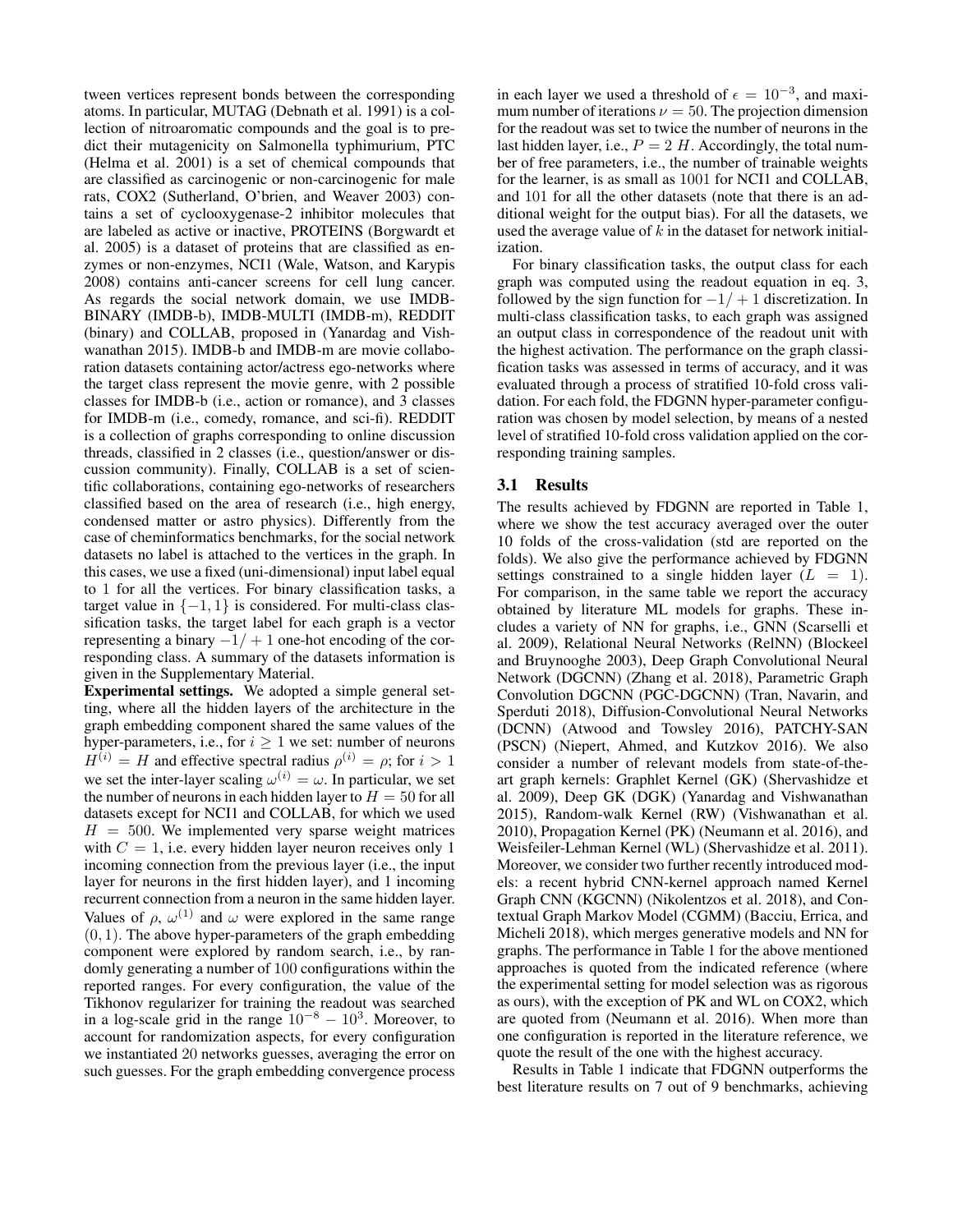tween vertices represent bonds between the corresponding atoms. In particular, MUTAG (Debnath et al. 1991) is a collection of nitroaromatic compounds and the goal is to predict their mutagenicity on Salmonella typhimurium, PTC (Helma et al. 2001) is a set of chemical compounds that are classified as carcinogenic or non-carcinogenic for male rats, COX2 (Sutherland, O'brien, and Weaver 2003) contains a set of cyclooxygenase-2 inhibitor molecules that are labeled as active or inactive, PROTEINS (Borgwardt et al. 2005) is a dataset of proteins that are classified as enzymes or non-enzymes, NCI1 (Wale, Watson, and Karypis 2008) contains anti-cancer screens for cell lung cancer. As regards the social network domain, we use IMDB-BINARY (IMDB-b), IMDB-MULTI (IMDB-m), REDDIT (binary) and COLLAB, proposed in (Yanardag and Vishwanathan 2015). IMDB-b and IMDB-m are movie collaboration datasets containing actor/actress ego-networks where the target class represent the movie genre, with 2 possible classes for IMDB-b (i.e., action or romance), and 3 classes for IMDB-m (i.e., comedy, romance, and sci-fi). REDDIT is a collection of graphs corresponding to online discussion threads, classified in 2 classes (i.e., question/answer or discussion community). Finally, COLLAB is a set of scientific collaborations, containing ego-networks of researchers classified based on the area of research (i.e., high energy, condensed matter or astro physics). Differently from the case of cheminformatics benchmarks, for the social network datasets no label is attached to the vertices in the graph. In this cases, we use a fixed (uni-dimensional) input label equal to 1 for all the vertices. For binary classification tasks, a target value in $\{-1, 1\}$ is considered. For multi-class classification tasks, the target label for each graph is a vector representing a binary $-1/+1$ one-hot encoding of the corresponding class. A summary of the datasets information is given in the Supplementary Material.

**Experimental settings.** We adopted a simple general setting, where all the hidden layers of the architecture in the graph embedding component shared the same values of the hyper-parameters, i.e., for $i \geq 1$ we set: number of neurons $H^{(i)} = H$ and effective spectral radius $\rho^{(i)} = \rho$; for $i > 1$ we set the inter-layer scaling $\omega^{(i)} = \omega$. In particular, we set the number of neurons in each hidden layer to $H = 50$ for all datasets except for NCI1 and COLLAB, for which we used $H = 500$. We implemented very sparse weight matrices with $C = 1$, i.e. every hidden layer neuron receives only 1 incoming connection from the previous layer (i.e., the input layer for neurons in the first hidden layer), and 1 incoming recurrent connection from a neuron in the same hidden layer. Values of $\rho$, $\omega^{(1)}$ and $\omega$ were explored in the same range $(0, 1)$. The above hyper-parameters of the graph embedding component were explored by random search, i.e., by randomly generating a number of 100 configurations within the reported ranges. For every configuration, the value of the Tikhonov regularizer for training the readout was searched in a log-scale grid in the range $10^{-8} - 10^{3}$. Moreover, to account for randomization aspects, for every configuration we instantiated 20 networks guesses, averaging the error on such guesses. For the graph embedding convergence process in each layer we used a threshold of $\epsilon = 10^{-3}$, and maximum number of iterations $\nu = 50$. The projection dimension for the readout was set to twice the number of neurons in the last hidden layer, i.e., $P = 2\ H$. Accordingly, the total number of free parameters, i.e., the number of trainable weights for the learner, is as small as 1001 for NCI1 and COLLAB, and 101 for all the other datasets (note that there is an additional weight for the output bias). For all the datasets, we used the average value of $k$ in the dataset for network initialization.

For binary classification tasks, the output class for each graph was computed using the readout equation in eq. 3, followed by the sign function for $-1/+1$ discretization. In multi-class classification tasks, to each graph was assigned an output class in correspondence of the readout unit with the highest activation. The performance on the graph classification tasks was assessed in terms of accuracy, and it was evaluated through a process of stratified 10-fold cross validation. For each fold, the FDGNN hyper-parameter configuration was chosen by model selection, by means of a nested level of stratified 10-fold cross validation applied on the corresponding training samples.

### 3.1 Results

The results achieved by FDGNN are reported in Table 1, where we show the test accuracy averaged over the outer 10 folds of the cross-validation (std are reported on the folds). We also give the performance achieved by FDGNN settings constrained to a single hidden layer ($L = 1$). For comparison, in the same table we report the accuracy obtained by literature ML models for graphs. These includes a variety of NN for graphs, i.e., GNN (Scarselli et al. 2009), Relational Neural Networks (RelNN) (Blockeel and Bruynooghe 2003), Deep Graph Convolutional Neural Network (DGCNN) (Zhang et al. 2018), Parametric Graph Convolution DGCNN (PGC-DGCNN) (Tran, Navarin, and Sperduti 2018), Diffusion-Convolutional Neural Networks (DCNN) (Atwood and Towsley 2016), PATCHY-SAN (PSCN) (Niepert, Ahmed, and Kutzkov 2016). We also consider a number of relevant models from state-of-the-art graph kernels: Graphlet Kernel (GK) (Shervashidze et al. 2009), Deep GK (DGK) (Yanardag and Vishwanathan 2015), Random-walk Kernel (RW) (Vishwanathan et al. 2010), Propagation Kernel (PK) (Neumann et al. 2016), and Weisfeiler-Lehman Kernel (WL) (Shervashidze et al. 2011). Moreover, we consider two further recently introduced models: a recent hybrid CNN-kernel approach named Kernel Graph CNN (KGCNN) (Nikolentzos et al. 2018), and Contextual Graph Markov Model (CGMM) (Bacciu, Errica, and Micheli 2018), which merges generative models and NN for graphs. The performance in Table 1 for the above mentioned approaches is quoted from the indicated reference (where the experimental setting for model selection was as rigorous as ours), with the exception of PK and WL on COX2, which are quoted from (Neumann et al. 2016). When more than one configuration is reported in the literature reference, we quote the result of the one with the highest accuracy.

Results in Table 1 indicate that FDGNN outperforms the best literature results on 7 out of 9 benchmarks, achieving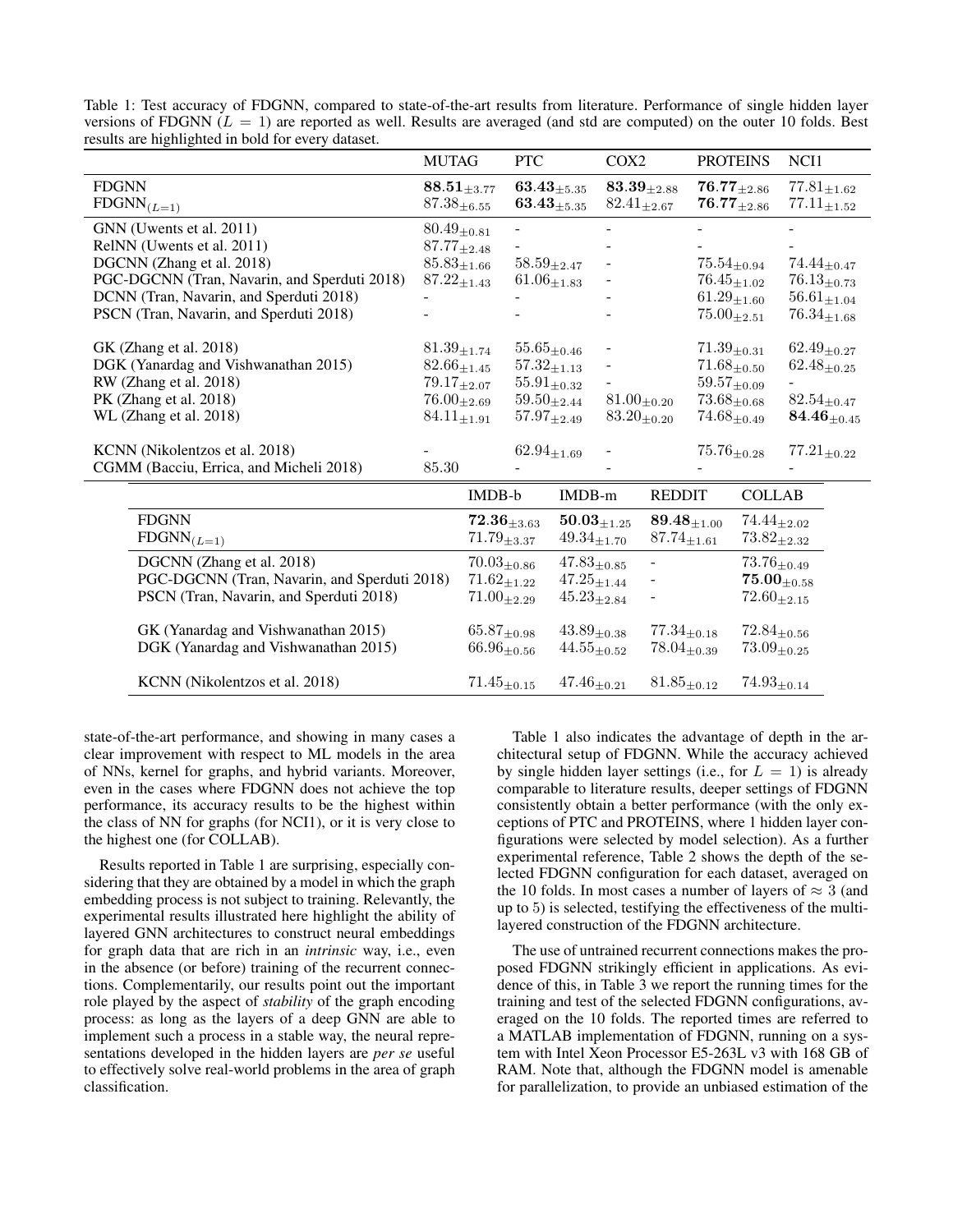Table 1: Test accuracy of FDGNN, compared to state-of-the-art results from literature. Performance of single hidden layer versions of FDGNN ($L = 1$) are reported as well. Results are averaged (and std are computed) on the outer 10 folds. Best results are highlighted in bold for every dataset.

| | MUTAG | PTC | COX2 | PROTEINS | NCI1 |
|---|---|---|---|---|---|
| FDGNN | $\mathbf{88.51}_{\pm 3.77}$ | $\mathbf{63.43}_{\pm 5.35}$ | $\mathbf{83.39}_{\pm 2.88}$ | $\mathbf{76.77}_{\pm 2.86}$ | $77.81_{\pm 1.62}$ |
| FDGNN$_{(L=1)}$ | $87.38_{\pm 6.55}$ | $\mathbf{63.43}_{\pm 5.35}$ | $82.41_{\pm 2.67}$ | $\mathbf{76.77}_{\pm 2.86}$ | $77.11_{\pm 1.52}$ |
| GNN (Uwents et al. 2011) | $80.49_{\pm 0.81}$ | - | - | - | - |
| RelNN (Uwents et al. 2011) | $87.77_{\pm 2.48}$ | - | - | - | - |
| DGCNN (Zhang et al. 2018) | $85.83_{\pm 1.66}$ | $58.59_{\pm 2.47}$ | - | $75.54_{\pm 0.94}$ | $74.44_{\pm 0.47}$ |
| PGC-DGCNN (Tran, Navarin, and Sperduti 2018) | $87.22_{\pm 1.43}$ | $61.06_{\pm 1.83}$ | - | $76.45_{\pm 1.02}$ | $76.13_{\pm 0.73}$ |
| DCNN (Tran, Navarin, and Sperduti 2018) | - | - | - | $61.29_{\pm 1.60}$ | $56.61_{\pm 1.04}$ |
| PSCN (Tran, Navarin, and Sperduti 2018) | - | - | - | $75.00_{\pm 2.51}$ | $76.34_{\pm 1.68}$ |
| GK (Zhang et al. 2018) | $81.39_{\pm 1.74}$ | $55.65_{\pm 0.46}$ | - | $71.39_{\pm 0.31}$ | $62.49_{\pm 0.27}$ |
| DGK (Yanardag and Vishwanathan 2015) | $82.66_{\pm 1.45}$ | $57.32_{\pm 1.13}$ | - | $71.68_{\pm 0.50}$ | $62.48_{\pm 0.25}$ |
| RW (Zhang et al. 2018) | $79.17_{\pm 2.07}$ | $55.91_{\pm 0.32}$ | - | $59.57_{\pm 0.09}$ | - |
| PK (Zhang et al. 2018) | $76.00_{\pm 2.69}$ | $59.50_{\pm 2.44}$ | $81.00_{\pm 0.20}$ | $73.68_{\pm 0.68}$ | $82.54_{\pm 0.47}$ |
| WL (Zhang et al. 2018) | $84.11_{\pm 1.91}$ | $57.97_{\pm 2.49}$ | $83.20_{\pm 0.20}$ | $74.68_{\pm 0.49}$ | $\mathbf{84.46}_{\pm 0.45}$ |
| KCNN (Nikolentzos et al. 2018) | - | $62.94_{\pm 1.69}$ | - | $75.76_{\pm 0.28}$ | $77.21_{\pm 0.22}$ |
| CGMM (Bacciu, Errica, and Micheli 2018) | 85.30 | - | - | - | - |

| | IMDB-b | IMDB-m | REDDIT | COLLAB |
|---|---|---|---|---|
| FDGNN | $\mathbf{72.36}_{\pm 3.63}$ | $\mathbf{50.03}_{\pm 1.25}$ | $\mathbf{89.48}_{\pm 1.00}$ | $74.44_{\pm 2.02}$ |
| FDGNN$_{(L=1)}$ | $71.79_{\pm 3.37}$ | $49.34_{\pm 1.70}$ | $87.74_{\pm 1.61}$ | $73.82_{\pm 2.32}$ |
| DGCNN (Zhang et al. 2018) | $70.03_{\pm 0.86}$ | $47.83_{\pm 0.85}$ | - | $73.76_{\pm 0.49}$ |
| PGC-DGCNN (Tran, Navarin, and Sperduti 2018) | $71.62_{\pm 1.22}$ | $47.25_{\pm 1.44}$ | - | $\mathbf{75.00}_{\pm 0.58}$ |
| PSCN (Tran, Navarin, and Sperduti 2018) | $71.00_{\pm 2.29}$ | $45.23_{\pm 2.84}$ | - | $72.60_{\pm 2.15}$ |
| GK (Yanardag and Vishwanathan 2015) | $65.87_{\pm 0.98}$ | $43.89_{\pm 0.38}$ | $77.34_{\pm 0.18}$ | $72.84_{\pm 0.56}$ |
| DGK (Yanardag and Vishwanathan 2015) | $66.96_{\pm 0.56}$ | $44.55_{\pm 0.52}$ | $78.04_{\pm 0.39}$ | $73.09_{\pm 0.25}$ |
| KCNN (Nikolentzos et al. 2018) | $71.45_{\pm 0.15}$ | $47.46_{\pm 0.21}$ | $81.85_{\pm 0.12}$ | $74.93_{\pm 0.14}$ |

state-of-the-art performance, and showing in many cases a clear improvement with respect to ML models in the area of NNs, kernel for graphs, and hybrid variants. Moreover, even in the cases where FDGNN does not achieve the top performance, its accuracy results to be the highest within the class of NN for graphs (for NCI1), or it is very close to the highest one (for COLLAB).

Results reported in Table 1 are surprising, especially considering that they are obtained by a model in which the graph embedding process is not subject to training. Relevantly, the experimental results illustrated here highlight the ability of layered GNN architectures to construct neural embeddings for graph data that are rich in an *intrinsic* way, i.e., even in the absence (or before) training of the recurrent connections. Complementarily, our results point out the important role played by the aspect of *stability* of the graph encoding process: as long as the layers of a deep GNN are able to implement such a process in a stable way, the neural representations developed in the hidden layers are *per se* useful to effectively solve real-world problems in the area of graph classification.

Table 1 also indicates the advantage of depth in the architectural setup of FDGNN. While the accuracy achieved by single hidden layer settings (i.e., for $L = 1$) is already comparable to literature results, deeper settings of FDGNN consistently obtain a better performance (with the only exceptions of PTC and PROTEINS, where 1 hidden layer configurations were selected by model selection). As a further experimental reference, Table 2 shows the depth of the selected FDGNN configuration for each dataset, averaged on the 10 folds. In most cases a number of layers of $\approx 3$ (and up to 5) is selected, testifying the effectiveness of the multi-layered construction of the FDGNN architecture.

The use of untrained recurrent connections makes the proposed FDGNN strikingly efficient in applications. As evidence of this, in Table 3 we report the running times for the training and test of the selected FDGNN configurations, averaged on the 10 folds. The reported times are referred to a MATLAB implementation of FDGNN, running on a system with Intel Xeon Processor E5-263L v3 with 168 GB of RAM. Note that, although the FDGNN model is amenable for parallelization, to provide an unbiased estimation of the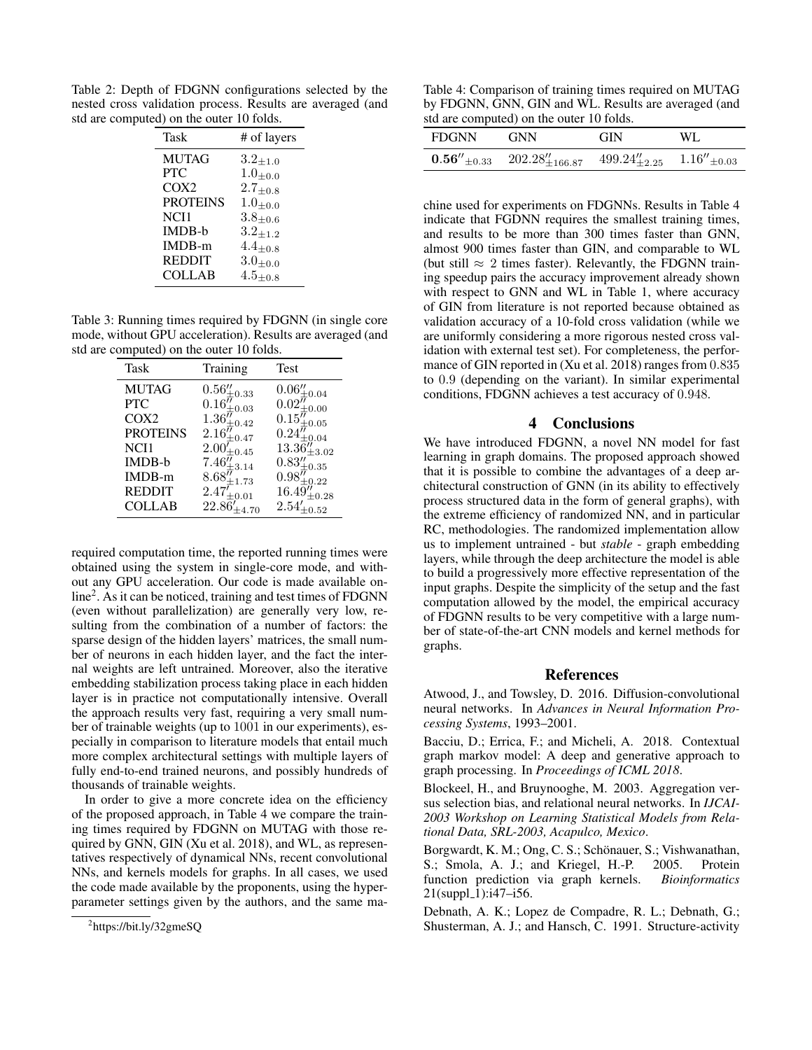Table 2: Depth of FDGNN configurations selected by the nested cross validation process. Results are averaged (and std are computed) on the outer 10 folds.

| Task | # of layers |
|---|---|
| MUTAG | $3.2_{\pm 1.0}$ |
| PTC | $1.0_{\pm 0.0}$ |
| COX2 | $2.7_{\pm 0.8}$ |
| PROTEINS | $1.0_{\pm 0.0}$ |
| NCI1 | $3.8_{\pm 0.6}$ |
| IMDB-b | $3.2_{\pm 1.2}$ |
| IMDB-m | $4.4_{\pm 0.8}$ |
| REDDIT | $3.0_{\pm 0.0}$ |
| COLLAB | $4.5_{\pm 0.8}$ |

Table 3: Running times required by FDGNN (in single core mode, without GPU acceleration). Results are averaged (and std are computed) on the outer 10 folds.

| Task | Training | Test |
|---|---|---|
| MUTAG | $0.56''_{\pm 0.33}$ | $0.06''_{\pm 0.04}$ |
| PTC | $0.16''_{\pm 0.03}$ | $0.02''_{\pm 0.00}$ |
| COX2 | $1.36''_{\pm 0.42}$ | $0.15''_{\pm 0.05}$ |
| PROTEINS | $2.16''_{\pm 0.47}$ | $0.24''_{\pm 0.04}$ |
| NCI1 | $2.00'_{\pm 0.45}$ | $13.36''_{\pm 3.02}$ |
| IMDB-b | $7.46''_{\pm 3.14}$ | $0.83''_{\pm 0.35}$ |
| IMDB-m | $8.68''_{\pm 1.73}$ | $0.98''_{\pm 0.22}$ |
| REDDIT | $2.47'_{\pm 0.01}$ | $16.49''_{\pm 0.28}$ |
| COLLAB | $22.86'_{\pm 4.70}$ | $2.54'_{\pm 0.52}$ |

required computation time, the reported running times were obtained using the system in single-core mode, and without any GPU acceleration. Our code is made available online[2]. As it can be noticed, training and test times of FDGNN (even without parallelization) are generally very low, resulting from the combination of a number of factors: the sparse design of the hidden layers' matrices, the small number of neurons in each hidden layer, and the fact the internal weights are left untrained. Moreover, also the iterative embedding stabilization process taking place in each hidden layer is in practice not computationally intensive. Overall the approach results very fast, requiring a very small number of trainable weights (up to 1001 in our experiments), especially in comparison to literature models that entail much more complex architectural settings with multiple layers of fully end-to-end trained neurons, and possibly hundreds of thousands of trainable weights.

In order to give a more concrete idea on the efficiency of the proposed approach, in Table 4 we compare the training times required by FDGNN on MUTAG with those required by GNN, GIN (Xu et al. 2018), and WL, as representatives respectively of dynamical NNs, recent convolutional NNs, and kernels models for graphs. In all cases, we used the code made available by the proponents, using the hyperparameter settings given by the authors, and the same machine used for experiments on FDGNNs. Results in Table 4 indicate that FGDNN requires the smallest training times, and results to be more than 300 times faster than GNN, almost 900 times faster than GIN, and comparable to WL (but still $\approx 2$ times faster). Relevantly, the FDGNN training speedup pairs the accuracy improvement already shown with respect to GNN and WL in Table 1, where accuracy of GIN from literature is not reported because obtained as validation accuracy of a 10-fold cross validation (while we are uniformly considering a more rigorous nested cross validation with external test set). For completeness, the performance of GIN reported in (Xu et al. 2018) ranges from 0.835 to 0.9 (depending on the variant). In similar experimental conditions, FDGNN achieves a test accuracy of 0.948.

Table 4: Comparison of training times required on MUTAG by FDGNN, GNN, GIN and WL. Results are averaged (and std are computed) on the outer 10 folds.

| FDGNN | GNN | GIN | WL |
|---|---|---|---|
| $\mathbf{0.56''}_{\pm 0.33}$ | $202.28''_{\pm 166.87}$ | $499.24''_{\pm 2.25}$ | $1.16''_{\pm 0.03}$ |

## 4 Conclusions

We have introduced FDGNN, a novel NN model for fast learning in graph domains. The proposed approach showed that it is possible to combine the advantages of a deep architectural construction of GNN (in its ability to effectively process structured data in the form of general graphs), with the extreme efficiency of randomized NN, and in particular RC, methodologies. The randomized implementation allow us to implement untrained - but *stable* - graph embedding layers, while through the deep architecture the model is able to build a progressively more effective representation of the input graphs. Despite the simplicity of the setup and the fast computation allowed by the model, the empirical accuracy of FDGNN results to be very competitive with a large number of state-of-the-art CNN models and kernel methods for graphs.

## References

Atwood, J., and Towsley, D. 2016. Diffusion-convolutional neural networks. In *Advances in Neural Information Processing Systems*, 1993–2001.

Bacciu, D.; Errica, F.; and Micheli, A. 2018. Contextual graph markov model: A deep and generative approach to graph processing. In *Proceedings of ICML 2018*.

Blockeel, H., and Bruynooghe, M. 2003. Aggregation versus selection bias, and relational neural networks. In *IJCAI-2003 Workshop on Learning Statistical Models from Relational Data, SRL-2003, Acapulco, Mexico*.

Borgwardt, K. M.; Ong, C. S.; Schönauer, S.; Vishwanathan, S.; Smola, A. J.; and Kriegel, H.-P. 2005. Protein function prediction via graph kernels. *Bioinformatics* 21(suppl_1):i47–i56.

Debnath, A. K.; Lopez de Compadre, R. L.; Debnath, G.; Shusterman, A. J.; and Hansch, C. 1991. Structure-activity

[2] https://bit.ly/32gmeSQ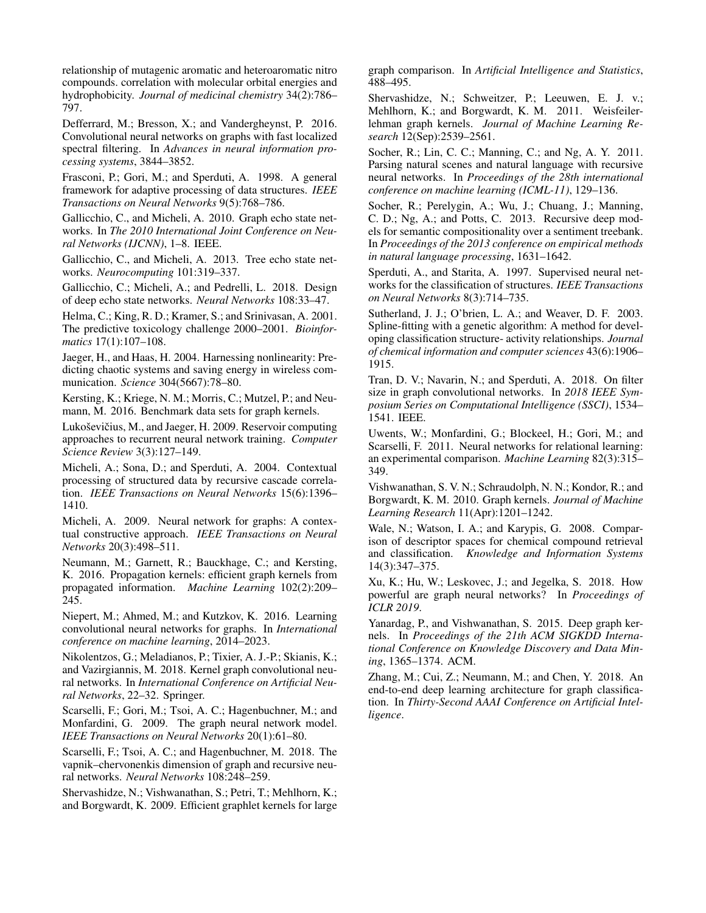relationship of mutagenic aromatic and heteroaromatic nitro compounds. correlation with molecular orbital energies and hydrophobicity. *Journal of medicinal chemistry* 34(2):786–797.

Defferrard, M.; Bresson, X.; and Vandergheynst, P. 2016. Convolutional neural networks on graphs with fast localized spectral filtering. In *Advances in neural information processing systems*, 3844–3852.

Frasconi, P.; Gori, M.; and Sperduti, A. 1998. A general framework for adaptive processing of data structures. *IEEE Transactions on Neural Networks* 9(5):768–786.

Gallicchio, C., and Micheli, A. 2010. Graph echo state networks. In *The 2010 International Joint Conference on Neural Networks (IJCNN)*, 1–8. IEEE.

Gallicchio, C., and Micheli, A. 2013. Tree echo state networks. *Neurocomputing* 101:319–337.

Gallicchio, C.; Micheli, A.; and Pedrelli, L. 2018. Design of deep echo state networks. *Neural Networks* 108:33–47.

Helma, C.; King, R. D.; Kramer, S.; and Srinivasan, A. 2001. The predictive toxicology challenge 2000–2001. *Bioinformatics* 17(1):107–108.

Jaeger, H., and Haas, H. 2004. Harnessing nonlinearity: Predicting chaotic systems and saving energy in wireless communication. *Science* 304(5667):78–80.

Kersting, K.; Kriege, N. M.; Morris, C.; Mutzel, P.; and Neumann, M. 2016. Benchmark data sets for graph kernels.

Lukoševičius, M., and Jaeger, H. 2009. Reservoir computing approaches to recurrent neural network training. *Computer Science Review* 3(3):127–149.

Micheli, A.; Sona, D.; and Sperduti, A. 2004. Contextual processing of structured data by recursive cascade correlation. *IEEE Transactions on Neural Networks* 15(6):1396–1410.

Micheli, A. 2009. Neural network for graphs: A contextual constructive approach. *IEEE Transactions on Neural Networks* 20(3):498–511.

Neumann, M.; Garnett, R.; Bauckhage, C.; and Kersting, K. 2016. Propagation kernels: efficient graph kernels from propagated information. *Machine Learning* 102(2):209–245.

Niepert, M.; Ahmed, M.; and Kutzkov, K. 2016. Learning convolutional neural networks for graphs. In *International conference on machine learning*, 2014–2023.

Nikolentzos, G.; Meladianos, P.; Tixier, A. J.-P.; Skianis, K.; and Vazirgiannis, M. 2018. Kernel graph convolutional neural networks. In *International Conference on Artificial Neural Networks*, 22–32. Springer.

Scarselli, F.; Gori, M.; Tsoi, A. C.; Hagenbuchner, M.; and Monfardini, G. 2009. The graph neural network model. *IEEE Transactions on Neural Networks* 20(1):61–80.

Scarselli, F.; Tsoi, A. C.; and Hagenbuchner, M. 2018. The vapnik–chervonenkis dimension of graph and recursive neural networks. *Neural Networks* 108:248–259.

Shervashidze, N.; Vishwanathan, S.; Petri, T.; Mehlhorn, K.; and Borgwardt, K. 2009. Efficient graphlet kernels for large graph comparison. In *Artificial Intelligence and Statistics*, 488–495.

Shervashidze, N.; Schweitzer, P.; Leeuwen, E. J. v.; Mehlhorn, K.; and Borgwardt, K. M. 2011. Weisfeiler-lehman graph kernels. *Journal of Machine Learning Research* 12(Sep):2539–2561.

Socher, R.; Lin, C. C.; Manning, C.; and Ng, A. Y. 2011. Parsing natural scenes and natural language with recursive neural networks. In *Proceedings of the 28th international conference on machine learning (ICML-11)*, 129–136.

Socher, R.; Perelygin, A.; Wu, J.; Chuang, J.; Manning, C. D.; Ng, A.; and Potts, C. 2013. Recursive deep models for semantic compositionality over a sentiment treebank. In *Proceedings of the 2013 conference on empirical methods in natural language processing*, 1631–1642.

Sperduti, A., and Starita, A. 1997. Supervised neural networks for the classification of structures. *IEEE Transactions on Neural Networks* 8(3):714–735.

Sutherland, J. J.; O'brien, L. A.; and Weaver, D. F. 2003. Spline-fitting with a genetic algorithm: A method for developing classification structure- activity relationships. *Journal of chemical information and computer sciences* 43(6):1906–1915.

Tran, D. V.; Navarin, N.; and Sperduti, A. 2018. On filter size in graph convolutional networks. In *2018 IEEE Symposium Series on Computational Intelligence (SSCI)*, 1534–1541. IEEE.

Uwents, W.; Monfardini, G.; Blockeel, H.; Gori, M.; and Scarselli, F. 2011. Neural networks for relational learning: an experimental comparison. *Machine Learning* 82(3):315–349.

Vishwanathan, S. V. N.; Schraudolph, N. N.; Kondor, R.; and Borgwardt, K. M. 2010. Graph kernels. *Journal of Machine Learning Research* 11(Apr):1201–1242.

Wale, N.; Watson, I. A.; and Karypis, G. 2008. Comparison of descriptor spaces for chemical compound retrieval and classification. *Knowledge and Information Systems* 14(3):347–375.

Xu, K.; Hu, W.; Leskovec, J.; and Jegelka, S. 2018. How powerful are graph neural networks? In *Proceedings of ICLR 2019*.

Yanardag, P., and Vishwanathan, S. 2015. Deep graph kernels. In *Proceedings of the 21th ACM SIGKDD International Conference on Knowledge Discovery and Data Mining*, 1365–1374. ACM.

Zhang, M.; Cui, Z.; Neumann, M.; and Chen, Y. 2018. An end-to-end deep learning architecture for graph classification. In *Thirty-Second AAAI Conference on Artificial Intelligence*.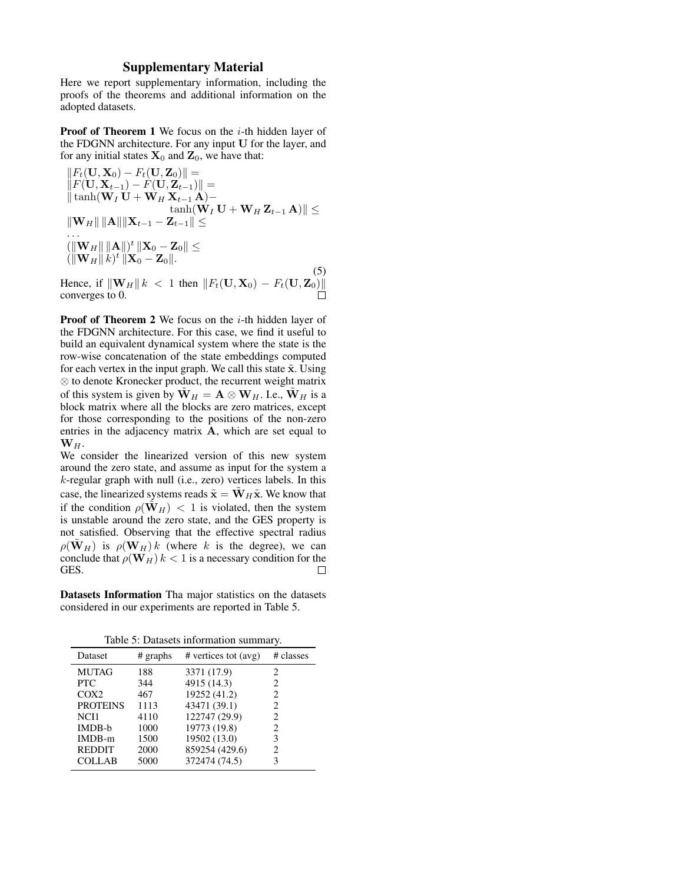# Supplementary Material

Here we report supplementary information, including the proofs of the theorems and additional information on the adopted datasets.

**Proof of Theorem 1** We focus on the $i$-th hidden layer of the FDGNN architecture. For any input $\mathbf{U}$ for the layer, and for any initial states $\mathbf{X}_0$ and $\mathbf{Z}_0$, we have that:

$$
\begin{aligned}
&\|F_t(\mathbf{U}, \mathbf{X}_0) - F_t(\mathbf{U}, \mathbf{Z}_0)\| = \\
&\|F(\mathbf{U}, \mathbf{X}_{t-1}) - F(\mathbf{U}, \mathbf{Z}_{t-1})\| = \\
&\|\tanh(\mathbf{W}_I\, \mathbf{U} + \mathbf{W}_H\, \mathbf{X}_{t-1}\, \mathbf{A}) - \\
&\qquad\qquad \tanh(\mathbf{W}_I\, \mathbf{U} + \mathbf{W}_H\, \mathbf{Z}_{t-1}\, \mathbf{A})\| \leq \\
&\|\mathbf{W}_H\|\, \|\mathbf{A}\| \|\mathbf{X}_{t-1} - \mathbf{Z}_{t-1}\| \leq \\
&\ldots \\
&(\|\mathbf{W}_H\|\, \|\mathbf{A}\|)^t\, \|\mathbf{X}_0 - \mathbf{Z}_0\| \leq \\
&(\|\mathbf{W}_H\|\, k)^t\, \|\mathbf{X}_0 - \mathbf{Z}_0\|.
\end{aligned}
\tag{5}
$$

Hence, if $\|\mathbf{W}_H\|\, k < 1$ then $\|F_t(\mathbf{U}, \mathbf{X}_0) - F_t(\mathbf{U}, \mathbf{Z}_0)\|$ converges to 0. □

**Proof of Theorem 2** We focus on the $i$-th hidden layer of the FDGNN architecture. For this case, we find it useful to build an equivalent dynamical system where the state is the row-wise concatenation of the state embeddings computed for each vertex in the input graph. We call this state $\tilde{\mathbf{x}}$. Using $\otimes$ to denote Kronecker product, the recurrent weight matrix of this system is given by $\tilde{\mathbf{W}}_H = \mathbf{A} \otimes \mathbf{W}_H$. I.e., $\tilde{\mathbf{W}}_H$ is a block matrix where all the blocks are zero matrices, except for those corresponding to the positions of the non-zero entries in the adjacency matrix $\mathbf{A}$, which are set equal to $\mathbf{W}_H$.

We consider the linearized version of this new system around the zero state, and assume as input for the system a $k$-regular graph with null (i.e., zero) vertices labels. In this case, the linearized systems reads $\tilde{\mathbf{x}} = \tilde{\mathbf{W}}_H \tilde{\mathbf{x}}$. We know that if the condition $\rho(\tilde{\mathbf{W}}_H) < 1$ is violated, then the system is unstable around the zero state, and the GES property is not satisfied. Observing that the effective spectral radius $\rho(\tilde{\mathbf{W}}_H)$ is $\rho(\mathbf{W}_H)\, k$ (where $k$ is the degree), we can conclude that $\rho(\mathbf{W}_H)\, k < 1$ is a necessary condition for the GES. □

**Datasets Information** Tha major statistics on the datasets considered in our experiments are reported in Table 5.

Table 5: Datasets information summary.

| Dataset | # graphs | # vertices tot (avg) | # classes |
|---|---|---|---|
| MUTAG | 188 | 3371 (17.9) | 2 |
| PTC | 344 | 4915 (14.3) | 2 |
| COX2 | 467 | 19252 (41.2) | 2 |
| PROTEINS | 1113 | 43471 (39.1) | 2 |
| NCI1 | 4110 | 122747 (29.9) | 2 |
| IMDB-b | 1000 | 19773 (19.8) | 2 |
| IMDB-m | 1500 | 19502 (13.0) | 3 |
| REDDIT | 2000 | 859254 (429.6) | 2 |
| COLLAB | 5000 | 372474 (74.5) | 3 |